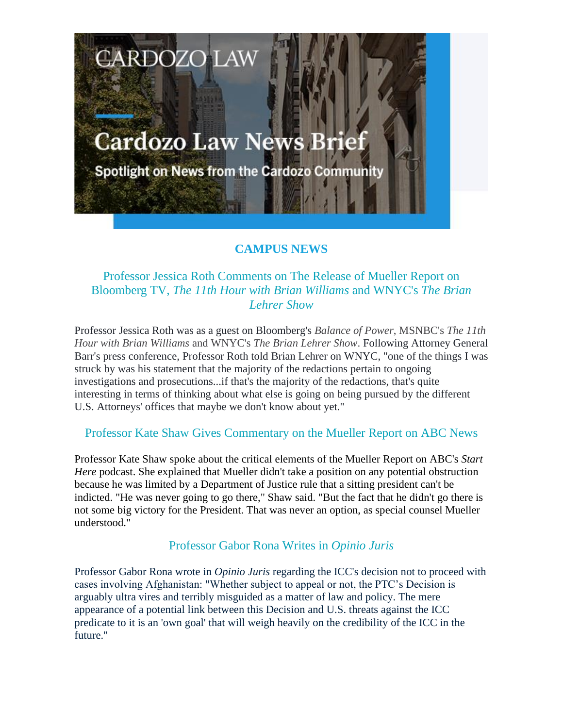# Cardozo Law News Brief

Spotlight on News from the Cardozo Community

## CAMPUS NEWS

### Professor Jessica Roth Comments on The Release of Mueller Report on Bloomberg TV, *The 11th Hour with Brian Williams* and WNYC's *The Brian Lehrer Show*

Professor Jessica Roth was as a guest on Bloomberg's *Balance of Power*, MSNBC's *The 11th Hour with Brian Williams* and WNYC's *The Brian Lehrer Show*. Following Attorney General Barr's press conference, Professor Roth told Brian Lehrer on WNYC, "one of the things I was struck by was his statement that the majority of the redactions pertain to ongoing investigations and prosecutions...if that's the majority of the redactions, that's quite interesting in terms of thinking about what else is going on being pursued by the different U.S. Attorneys' offices that maybe we don't know about yet."

### Professor Kate Shaw Gives Commentary on the Mueller Report on ABC News

Professor Kate Shaw spoke about the critical elements of the Mueller Report on ABC's *Start Here* podcast. She explained that Mueller didn't take a position on any potential obstruction because he was limited by a Department of Justice rule that a sitting president can't be indicted. "He was never going to go there," Shaw said. "But the fact that he didn't go there is not some big victory for the President. That was never an option, as special counsel Mueller understood."

### Professor Gabor Rona Writes in *Opinio Juris*

Professor Gabor Rona wrote in *Opinio Juris* regarding the ICC's decision not to proceed with cases involving Afghanistan: "Whether subject to appeal or not, the PTC's Decision is arguably ultra vires and terribly misguided as a matter of law and policy. The mere appearance of a potential link between this Decision and U.S. threats against the ICC predicate to it is an 'own goal' that will weigh heavily on the credibility of the ICC in the future."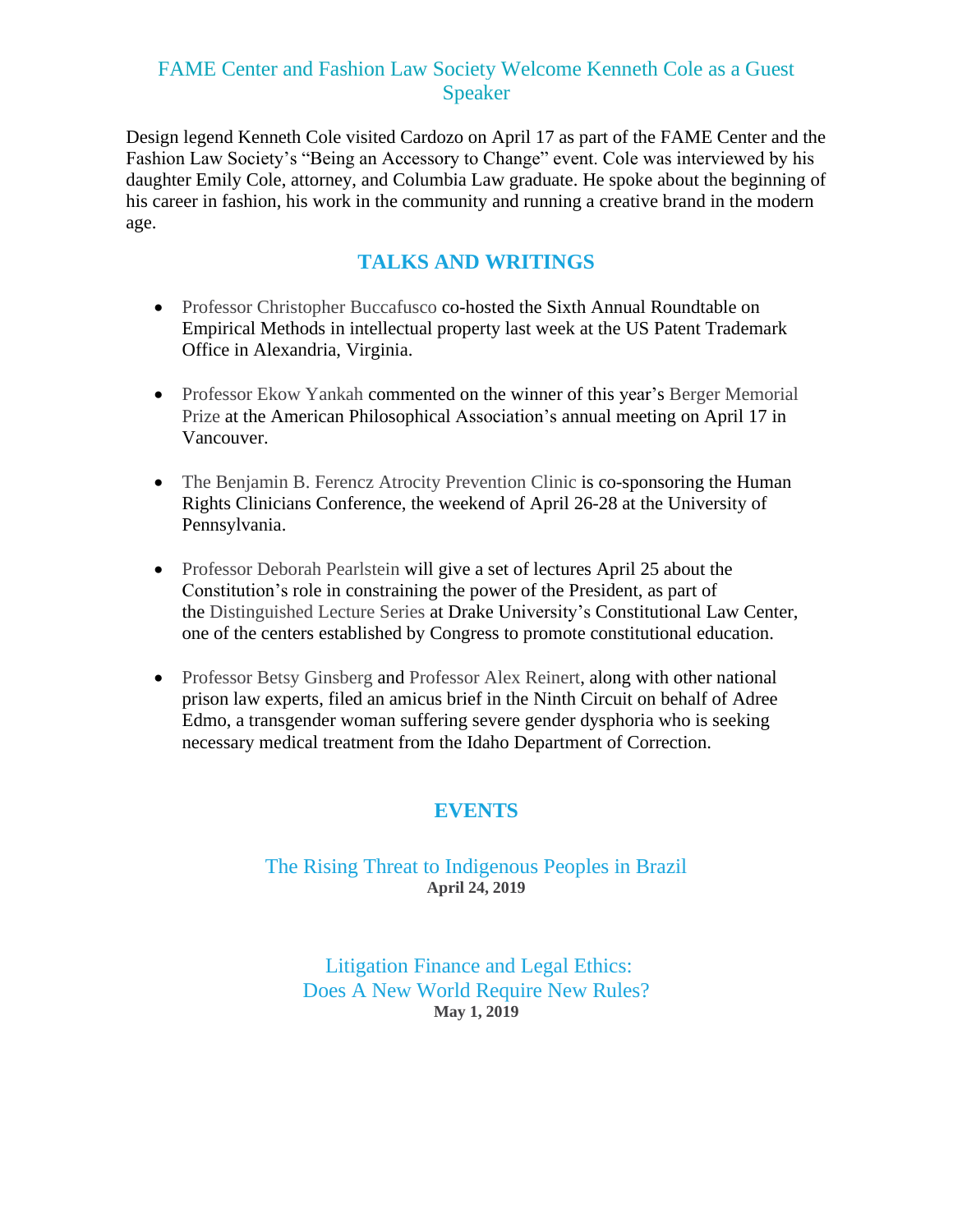## FAME Center and Fashion Law Society Welcome Kenneth Cole as a Guest Speaker

Design legend Kenneth Cole visited Cardozo on April 17 as part of the FAME Center and the Fashion Law Society's "Being an Accessory to Change" event. Cole was interviewed by his daughter Emily Cole, attorney, and Columbia Law graduate. He spoke about the beginning of his career in fashion, his work in the community and running a creative brand in the modern age.

## TALKS AND WRITINGS

- Professor Christopher Buccafusco co-hosted the Sixth Annual Roundtable on Empirical Methods in intellectual property last week at the US Patent Trademark Office in Alexandria, Virginia.

- Professor Ekow Yankah commented on the winner of this year's Berger Memorial Prize at the American Philosophical Association's annual meeting on April 17 in Vancouver.

- The Benjamin B. Ferencz Atrocity Prevention Clinic is co-sponsoring the Human Rights Clinicians Conference, the weekend of April 26-28 at the University of Pennsylvania.

- Professor Deborah Pearlstein will give a set of lectures April 25 about the Constitution's role in constraining the power of the President, as part of the Distinguished Lecture Series at Drake University's Constitutional Law Center, one of the centers established by Congress to promote constitutional education.

- Professor Betsy Ginsberg and Professor Alex Reinert, along with other national prison law experts, filed an amicus brief in the Ninth Circuit on behalf of Adree Edmo, a transgender woman suffering severe gender dysphoria who is seeking necessary medical treatment from the Idaho Department of Correction.

## EVENTS

### The Rising Threat to Indigenous Peoples in Brazil
**April 24, 2019**

### Litigation Finance and Legal Ethics: Does A New World Require New Rules?
**May 1, 2019**